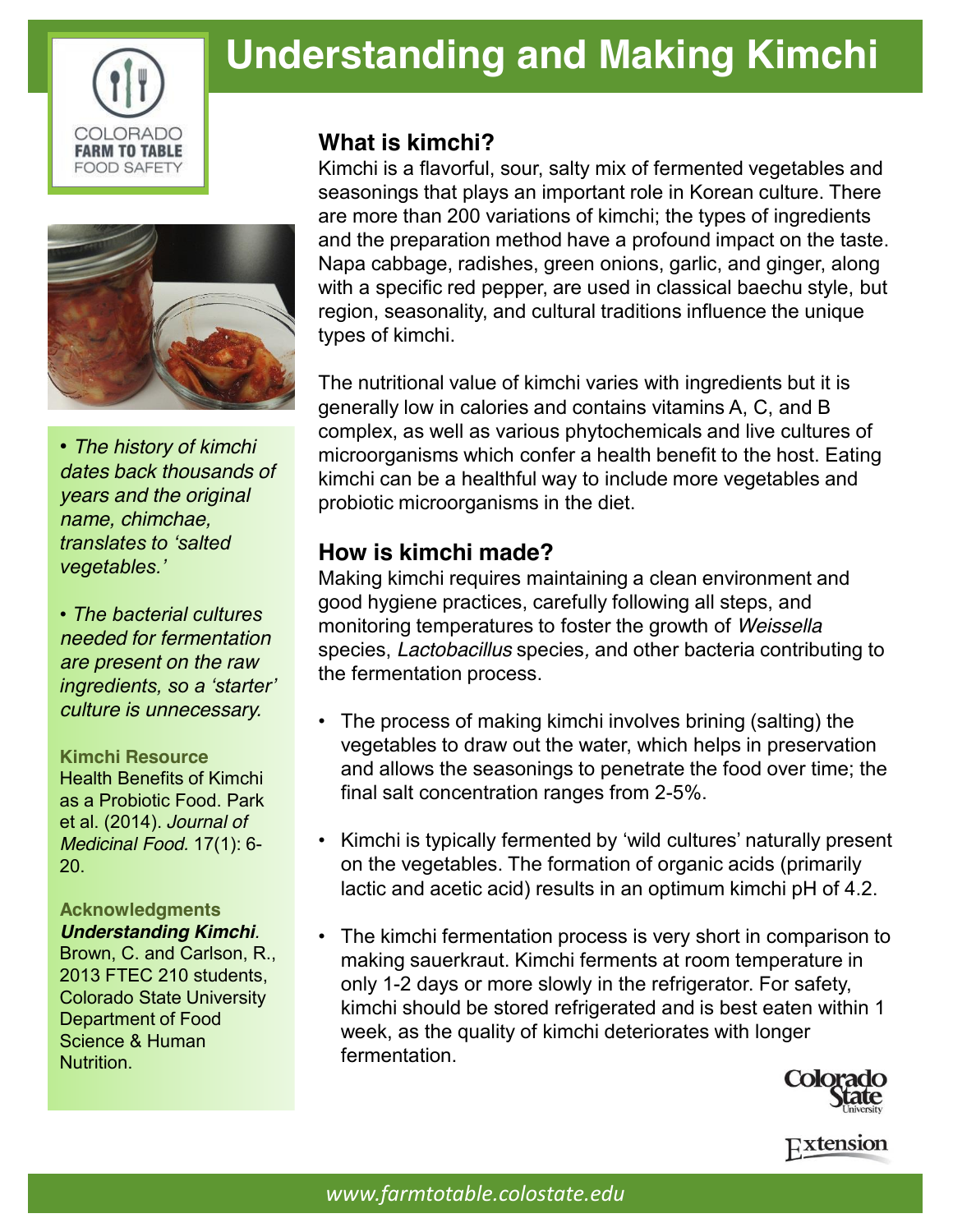# Understanding and Making Kimchi

COLORADO **FARM TO TABLE** FOOD SAFETY

## What is kimchi?

Kimchi is a flavorful, sour, salty mix of fermented vegetables and seasonings that plays an important role in Korean culture. There are more than 200 variations of kimchi; the types of ingredients and the preparation method have a profound impact on the taste. Napa cabbage, radishes, green onions, garlic, and ginger, along with a specific red pepper, are used in classical baechu style, but region, seasonality, and cultural traditions influence the unique types of kimchi.

The nutritional value of kimchi varies with ingredients but it is generally low in calories and contains vitamins A, C, and B complex, as well as various phytochemicals and live cultures of microorganisms which confer a health benefit to the host. Eating kimchi can be a healthful way to include more vegetables and probiotic microorganisms in the diet.

## How is kimchi made?

Making kimchi requires maintaining a clean environment and good hygiene practices, carefully following all steps, and monitoring temperatures to foster the growth of *Weissella* species, *Lactobacillus* species, and other bacteria contributing to the fermentation process.

- The process of making kimchi involves brining (salting) the vegetables to draw out the water, which helps in preservation and allows the seasonings to penetrate the food over time; the final salt concentration ranges from 2-5%.
- Kimchi is typically fermented by 'wild cultures' naturally present on the vegetables. The formation of organic acids (primarily lactic and acetic acid) results in an optimum kimchi pH of 4.2.
- The kimchi fermentation process is very short in comparison to making sauerkraut. Kimchi ferments at room temperature in only 1-2 days or more slowly in the refrigerator. For safety, kimchi should be stored refrigerated and is best eaten within 1 week, as the quality of kimchi deteriorates with longer fermentation.

---

- *The history of kimchi dates back thousands of years and the original name, chimchae, translates to 'salted vegetables.'*
- *The bacterial cultures needed for fermentation are present on the raw ingredients, so a 'starter' culture is unnecessary.*

**Kimchi Resource**
Health Benefits of Kimchi as a Probiotic Food. Park et al. (2014). *Journal of Medicinal Food.* 17(1): 6-20.

**Acknowledgments**
***Understanding Kimchi***. Brown, C. and Carlson, R., 2013 FTEC 210 students, Colorado State University Department of Food Science & Human Nutrition.

Colorado State University Extension

*www.farmtotable.colostate.edu*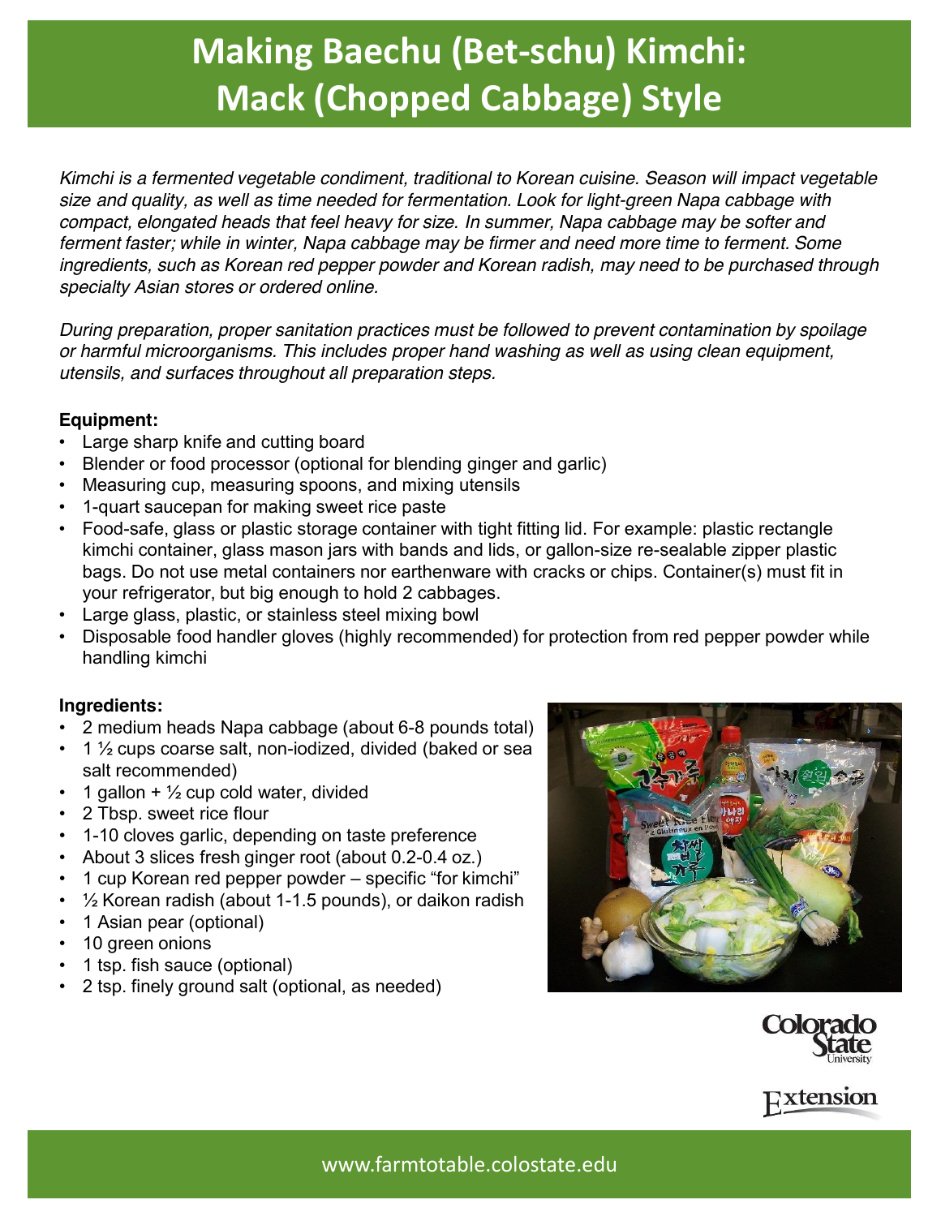# Making Baechu (Bet-schu) Kimchi: Mack (Chopped Cabbage) Style

*Kimchi is a fermented vegetable condiment, traditional to Korean cuisine. Season will impact vegetable size and quality, as well as time needed for fermentation. Look for light-green Napa cabbage with compact, elongated heads that feel heavy for size. In summer, Napa cabbage may be softer and ferment faster; while in winter, Napa cabbage may be firmer and need more time to ferment. Some ingredients, such as Korean red pepper powder and Korean radish, may need to be purchased through specialty Asian stores or ordered online.*

*During preparation, proper sanitation practices must be followed to prevent contamination by spoilage or harmful microorganisms. This includes proper hand washing as well as using clean equipment, utensils, and surfaces throughout all preparation steps.*

**Equipment:**

- Large sharp knife and cutting board
- Blender or food processor (optional for blending ginger and garlic)
- Measuring cup, measuring spoons, and mixing utensils
- 1-quart saucepan for making sweet rice paste
- Food-safe, glass or plastic storage container with tight fitting lid. For example: plastic rectangle kimchi container, glass mason jars with bands and lids, or gallon-size re-sealable zipper plastic bags. Do not use metal containers nor earthenware with cracks or chips. Container(s) must fit in your refrigerator, but big enough to hold 2 cabbages.
- Large glass, plastic, or stainless steel mixing bowl
- Disposable food handler gloves (highly recommended) for protection from red pepper powder while handling kimchi

**Ingredients:**

- 2 medium heads Napa cabbage (about 6-8 pounds total)
- 1 ½ cups coarse salt, non-iodized, divided (baked or sea salt recommended)
- 1 gallon + ½ cup cold water, divided
- 2 Tbsp. sweet rice flour
- 1-10 cloves garlic, depending on taste preference
- About 3 slices fresh ginger root (about 0.2-0.4 oz.)
- 1 cup Korean red pepper powder – specific "for kimchi"
- ½ Korean radish (about 1-1.5 pounds), or daikon radish
- 1 Asian pear (optional)
- 10 green onions
- 1 tsp. fish sauce (optional)
- 2 tsp. finely ground salt (optional, as needed)

www.farmtotable.colostate.edu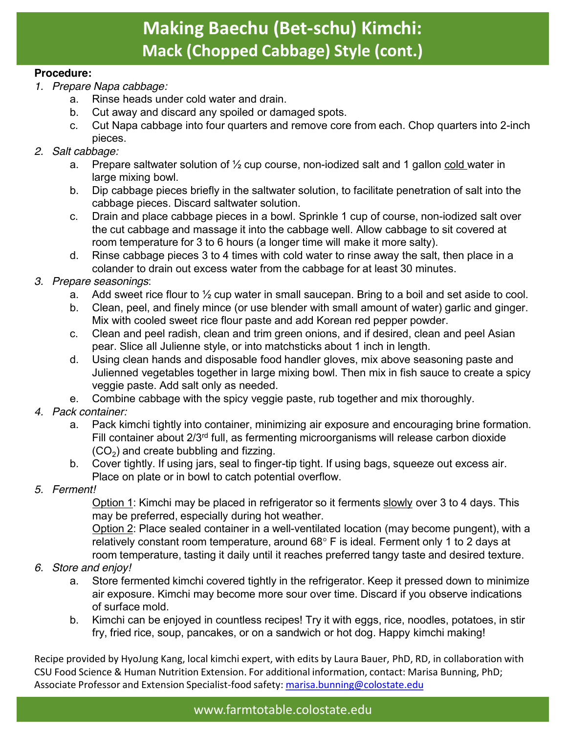# Making Baechu (Bet-schu) Kimchi:
## Mack (Chopped Cabbage) Style (cont.)

**Procedure:**

1. *Prepare Napa cabbage:*
    a. Rinse heads under cold water and drain.
    b. Cut away and discard any spoiled or damaged spots.
    c. Cut Napa cabbage into four quarters and remove core from each. Chop quarters into 2-inch pieces.
2. *Salt cabbage:*
    a. Prepare saltwater solution of ½ cup course, non-iodized salt and 1 gallon <u>cold</u> water in large mixing bowl.
    b. Dip cabbage pieces briefly in the saltwater solution, to facilitate penetration of salt into the cabbage pieces. Discard saltwater solution.
    c. Drain and place cabbage pieces in a bowl. Sprinkle 1 cup of course, non-iodized salt over the cut cabbage and massage it into the cabbage well. Allow cabbage to sit covered at room temperature for 3 to 6 hours (a longer time will make it more salty).
    d. Rinse cabbage pieces 3 to 4 times with cold water to rinse away the salt, then place in a colander to drain out excess water from the cabbage for at least 30 minutes.
3. *Prepare seasonings*:
    a. Add sweet rice flour to ½ cup water in small saucepan. Bring to a boil and set aside to cool.
    b. Clean, peel, and finely mince (or use blender with small amount of water) garlic and ginger. Mix with cooled sweet rice flour paste and add Korean red pepper powder.
    c. Clean and peel radish, clean and trim green onions, and if desired, clean and peel Asian pear. Slice all Julienne style, or into matchsticks about 1 inch in length.
    d. Using clean hands and disposable food handler gloves, mix above seasoning paste and Julienned vegetables together in large mixing bowl. Then mix in fish sauce to create a spicy veggie paste. Add salt only as needed.
    e. Combine cabbage with the spicy veggie paste, rub together and mix thoroughly.
4. *Pack container:*
    a. Pack kimchi tightly into container, minimizing air exposure and encouraging brine formation. Fill container about 2/3rd full, as fermenting microorganisms will release carbon dioxide ($CO_2$) and create bubbling and fizzing.
    b. Cover tightly. If using jars, seal to finger-tip tight. If using bags, squeeze out excess air. Place on plate or in bowl to catch potential overflow.
5. *Ferment!*

    <u>Option 1</u>: Kimchi may be placed in refrigerator so it ferments <u>slowly</u> over 3 to 4 days. This may be preferred, especially during hot weather.

    <u>Option 2</u>: Place sealed container in a well-ventilated location (may become pungent), with a relatively constant room temperature, around 68° F is ideal. Ferment only 1 to 2 days at room temperature, tasting it daily until it reaches preferred tangy taste and desired texture.
6. *Store and enjoy!*
    a. Store fermented kimchi covered tightly in the refrigerator. Keep it pressed down to minimize air exposure. Kimchi may become more sour over time. Discard if you observe indications of surface mold.
    b. Kimchi can be enjoyed in countless recipes! Try it with eggs, rice, noodles, potatoes, in stir fry, fried rice, soup, pancakes, or on a sandwich or hot dog. Happy kimchi making!

Recipe provided by HyoJung Kang, local kimchi expert, with edits by Laura Bauer, PhD, RD, in collaboration with CSU Food Science & Human Nutrition Extension. For additional information, contact: Marisa Bunning, PhD; Associate Professor and Extension Specialist-food safety: marisa.bunning@colostate.edu

www.farmtotable.colostate.edu